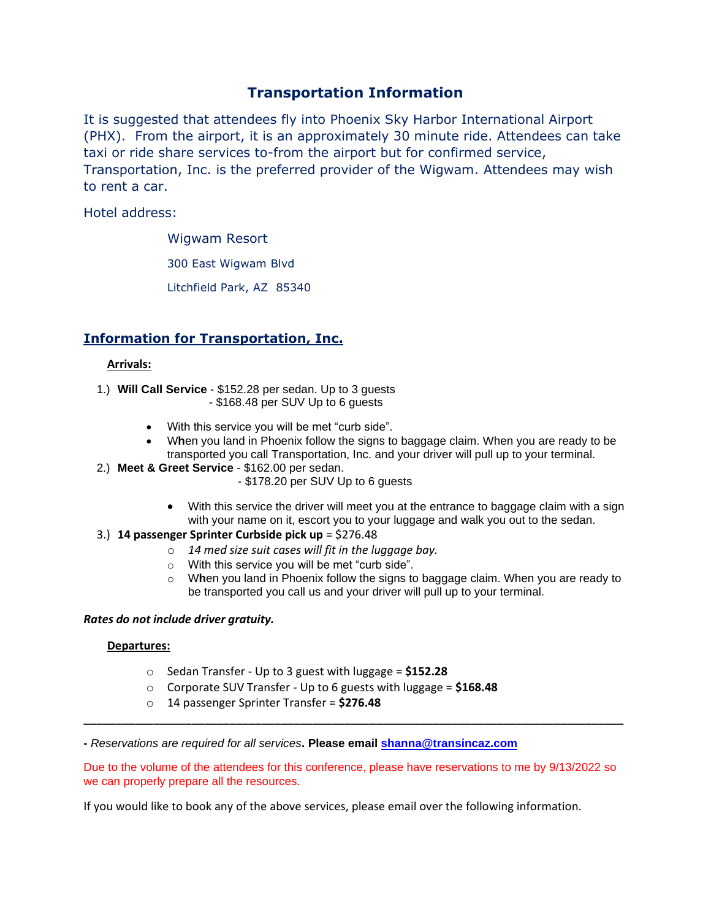# Transportation Information

It is suggested that attendees fly into Phoenix Sky Harbor International Airport (PHX). From the airport, it is an approximately 30 minute ride. Attendees can take taxi or ride share services to-from the airport but for confirmed service, Transportation, Inc. is the preferred provider of the Wigwam. Attendees may wish to rent a car.

Hotel address:

Wigwam Resort
300 East Wigwam Blvd
Litchfield Park, AZ 85340

## Information for Transportation, Inc.

### Arrivals:

1.) **Will Call Service** - $152.28 per sedan. Up to 3 guests
- $168.48 per SUV Up to 6 guests

- With this service you will be met "curb side".
- When you land in Phoenix follow the signs to baggage claim. When you are ready to be transported you call Transportation, Inc. and your driver will pull up to your terminal.

2.) **Meet & Greet Service** - $162.00 per sedan.
- $178.20 per SUV Up to 6 guests

- With this service the driver will meet you at the entrance to baggage claim with a sign with your name on it, escort you to your luggage and walk you out to the sedan.

3.) **14 passenger Sprinter Curbside pick up** = $276.48

- *14 med size suit cases will fit in the luggage bay.*
- With this service you will be met "curb side".
- When you land in Phoenix follow the signs to baggage claim. When you are ready to be transported you call us and your driver will pull up to your terminal.

***Rates do not include driver gratuity.***

### Departures:

- Sedan Transfer - Up to 3 guest with luggage = **$152.28**
- Corporate SUV Transfer - Up to 6 guests with luggage = **$168.48**
- 14 passenger Sprinter Transfer = **$276.48**

---

**-** *Reservations are required for all services*. **Please email shanna@transincaz.com**

Due to the volume of the attendees for this conference, please have reservations to me by 9/13/2022 so we can properly prepare all the resources.

If you would like to book any of the above services, please email over the following information.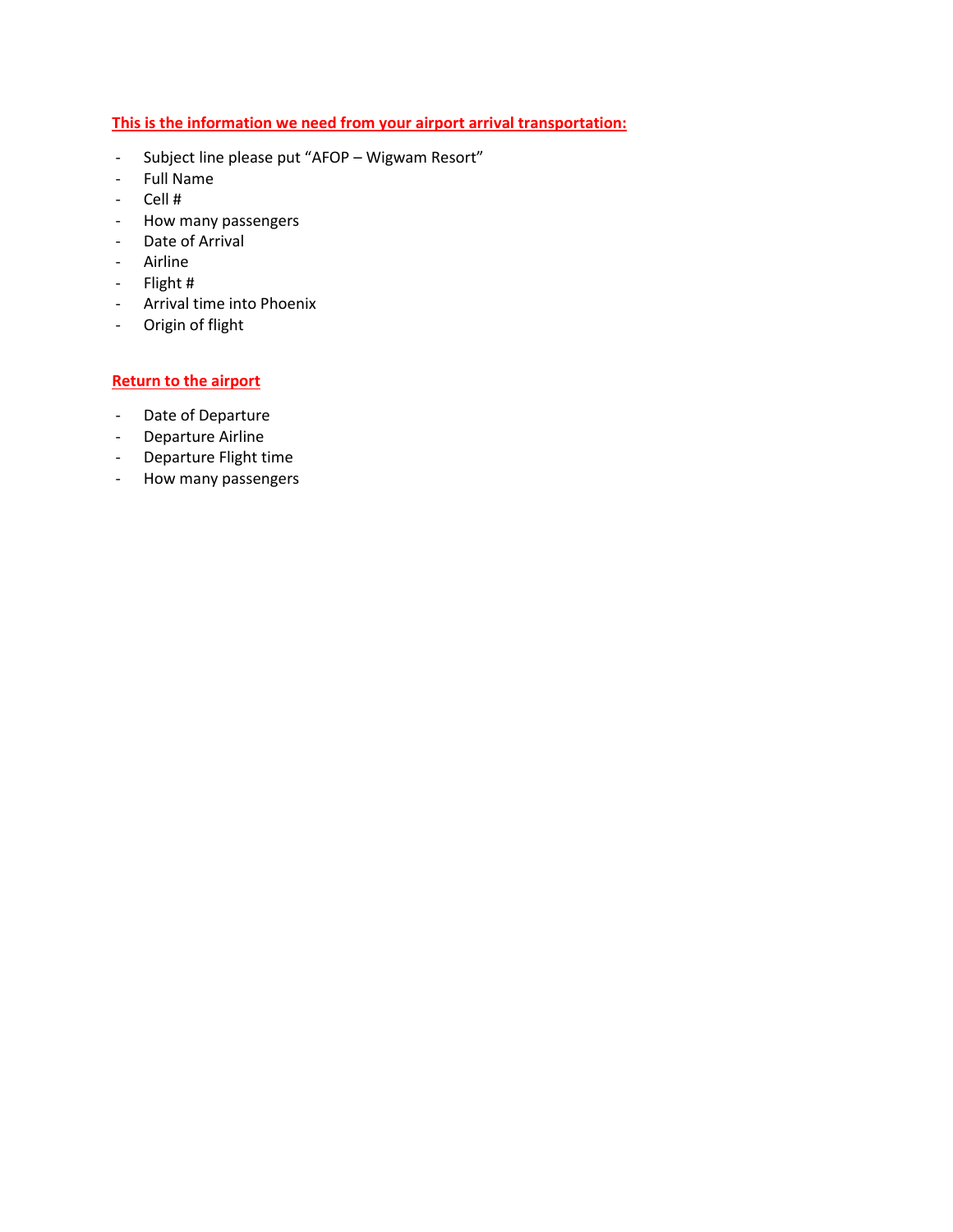**<u>This is the information we need from your airport arrival transportation:</u>**

- Subject line please put "AFOP – Wigwam Resort"
- Full Name
- Cell #
- How many passengers
- Date of Arrival
- Airline
- Flight #
- Arrival time into Phoenix
- Origin of flight

**<u>Return to the airport</u>**

- Date of Departure
- Departure Airline
- Departure Flight time
- How many passengers